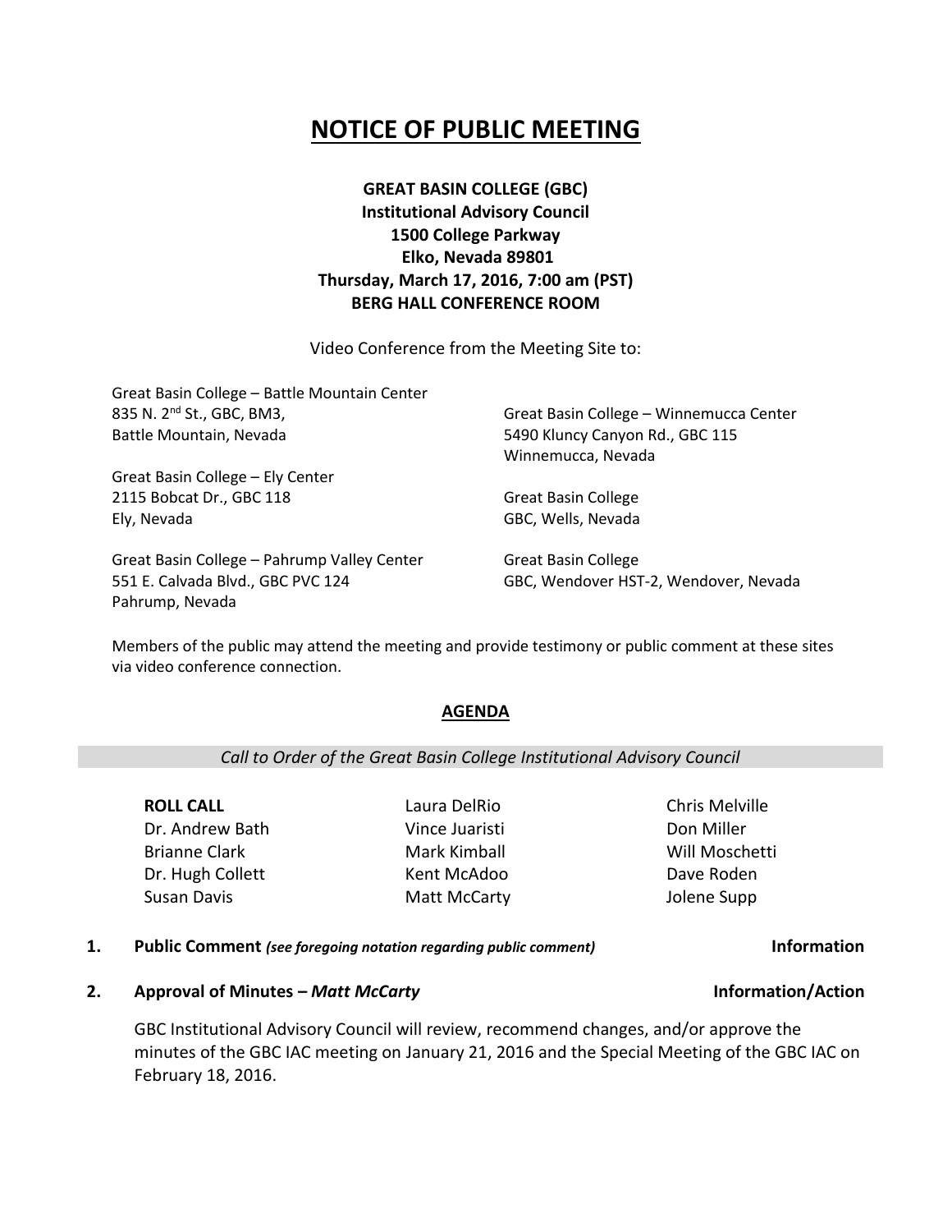# NOTICE OF PUBLIC MEETING

**GREAT BASIN COLLEGE (GBC)**
**Institutional Advisory Council**
**1500 College Parkway**
**Elko, Nevada 89801**
**Thursday, March 17, 2016, 7:00 am (PST)**
**BERG HALL CONFERENCE ROOM**

Video Conference from the Meeting Site to:

Great Basin College – Battle Mountain Center
835 N. 2nd St., GBC, BM3,
Battle Mountain, Nevada

Great Basin College – Ely Center
2115 Bobcat Dr., GBC 118
Ely, Nevada

Great Basin College – Pahrump Valley Center
551 E. Calvada Blvd., GBC PVC 124
Pahrump, Nevada

Great Basin College – Winnemucca Center
5490 Kluncy Canyon Rd., GBC 115
Winnemucca, Nevada

Great Basin College
GBC, Wells, Nevada

Great Basin College
GBC, Wendover HST-2, Wendover, Nevada

Members of the public may attend the meeting and provide testimony or public comment at these sites via video conference connection.

## AGENDA

*Call to Order of the Great Basin College Institutional Advisory Council*

**ROLL CALL**

Dr. Andrew Bath
Brianne Clark
Dr. Hugh Collett
Susan Davis
Laura DelRio
Vince Juaristi
Mark Kimball
Kent McAdoo
Matt McCarty
Chris Melville
Don Miller
Will Moschetti
Dave Roden
Jolene Supp

**1. Public Comment** *(see foregoing notation regarding public comment)* **Information**

**2. Approval of Minutes –** ***Matt McCarty*** **Information/Action**

GBC Institutional Advisory Council will review, recommend changes, and/or approve the minutes of the GBC IAC meeting on January 21, 2016 and the Special Meeting of the GBC IAC on February 18, 2016.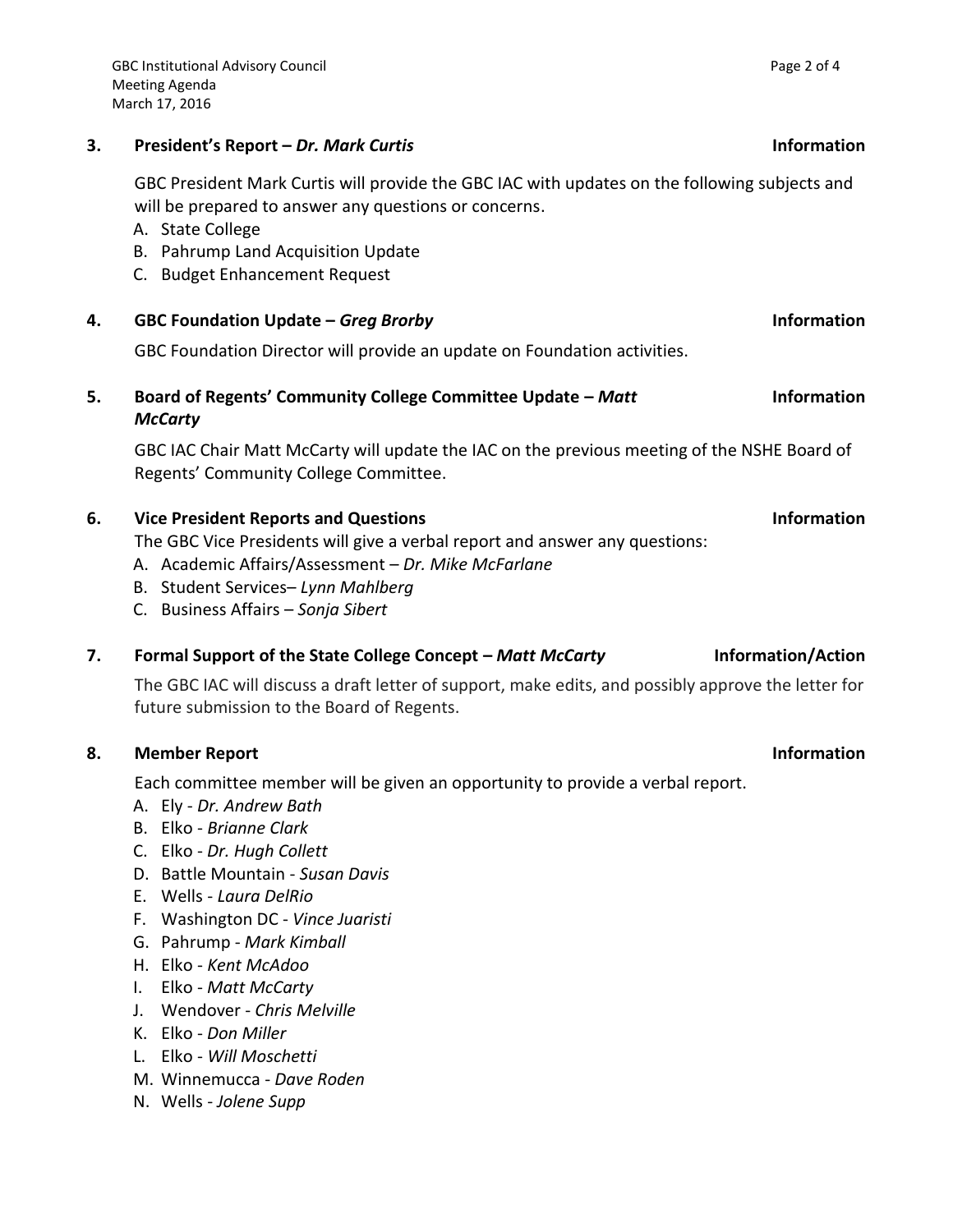**3. President's Report – *Dr. Mark Curtis*** **Information**

GBC President Mark Curtis will provide the GBC IAC with updates on the following subjects and will be prepared to answer any questions or concerns.

A. State College
B. Pahrump Land Acquisition Update
C. Budget Enhancement Request

**4. GBC Foundation Update – *Greg Brorby*** **Information**

GBC Foundation Director will provide an update on Foundation activities.

**5. Board of Regents' Community College Committee Update – *Matt McCarty*** **Information**

GBC IAC Chair Matt McCarty will update the IAC on the previous meeting of the NSHE Board of Regents' Community College Committee.

**6. Vice President Reports and Questions** **Information**

The GBC Vice Presidents will give a verbal report and answer any questions:

A. Academic Affairs/Assessment – *Dr. Mike McFarlane*
B. Student Services– *Lynn Mahlberg*
C. Business Affairs – *Sonja Sibert*

**7. Formal Support of the State College Concept – *Matt McCarty*** **Information/Action**

The GBC IAC will discuss a draft letter of support, make edits, and possibly approve the letter for future submission to the Board of Regents.

**8. Member Report** **Information**

Each committee member will be given an opportunity to provide a verbal report.

A. Ely - *Dr. Andrew Bath*
B. Elko - *Brianne Clark*
C. Elko - *Dr. Hugh Collett*
D. Battle Mountain - *Susan Davis*
E. Wells - *Laura DelRio*
F. Washington DC - *Vince Juaristi*
G. Pahrump - *Mark Kimball*
H. Elko - *Kent McAdoo*
I. Elko - *Matt McCarty*
J. Wendover - *Chris Melville*
K. Elko - *Don Miller*
L. Elko - *Will Moschetti*
M. Winnemucca - *Dave Roden*
N. Wells - *Jolene Supp*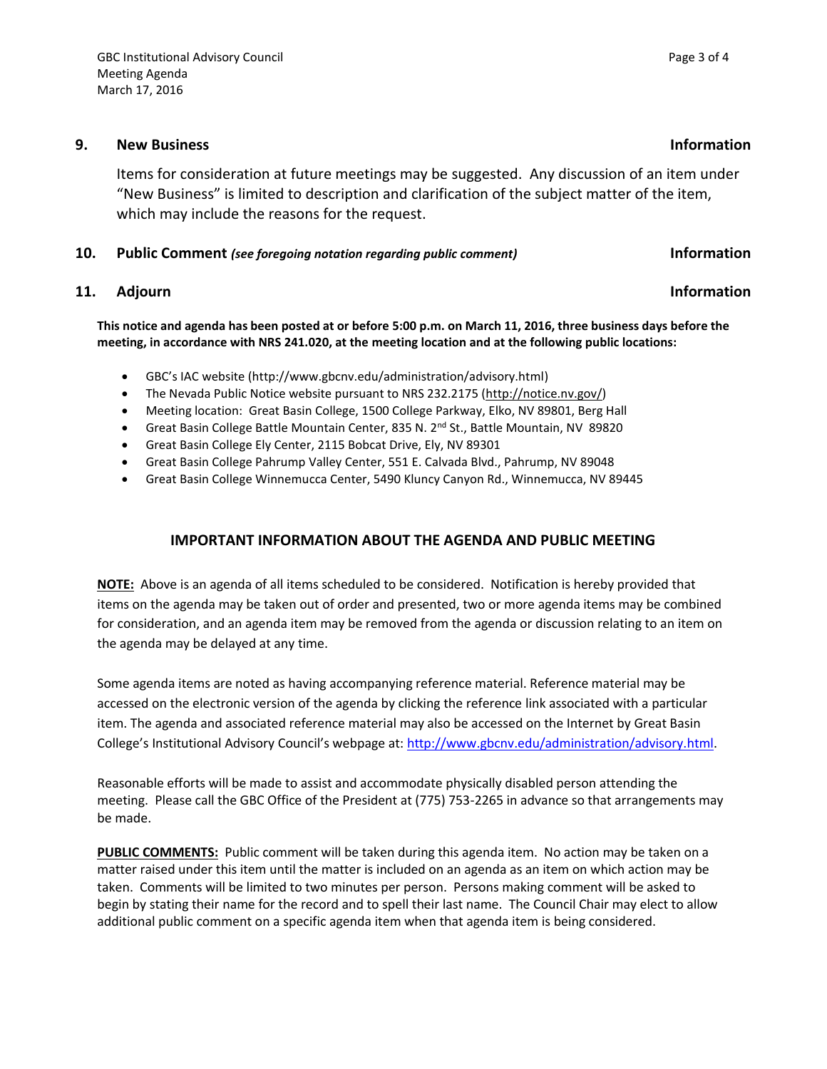**9. New Business** **Information**

Items for consideration at future meetings may be suggested. Any discussion of an item under "New Business" is limited to description and clarification of the subject matter of the item, which may include the reasons for the request.

**10. Public Comment** ***(see foregoing notation regarding public comment)*** **Information**

**11. Adjourn** **Information**

**This notice and agenda has been posted at or before 5:00 p.m. on March 11, 2016, three business days before the meeting, in accordance with NRS 241.020, at the meeting location and at the following public locations:**

- GBC's IAC website (http://www.gbcnv.edu/administration/advisory.html)
- The Nevada Public Notice website pursuant to NRS 232.2175 (http://notice.nv.gov/)
- Meeting location: Great Basin College, 1500 College Parkway, Elko, NV 89801, Berg Hall
- Great Basin College Battle Mountain Center, 835 N. 2nd St., Battle Mountain, NV 89820
- Great Basin College Ely Center, 2115 Bobcat Drive, Ely, NV 89301
- Great Basin College Pahrump Valley Center, 551 E. Calvada Blvd., Pahrump, NV 89048
- Great Basin College Winnemucca Center, 5490 Kluncy Canyon Rd., Winnemucca, NV 89445

## IMPORTANT INFORMATION ABOUT THE AGENDA AND PUBLIC MEETING

**NOTE:** Above is an agenda of all items scheduled to be considered. Notification is hereby provided that items on the agenda may be taken out of order and presented, two or more agenda items may be combined for consideration, and an agenda item may be removed from the agenda or discussion relating to an item on the agenda may be delayed at any time.

Some agenda items are noted as having accompanying reference material. Reference material may be accessed on the electronic version of the agenda by clicking the reference link associated with a particular item. The agenda and associated reference material may also be accessed on the Internet by Great Basin College's Institutional Advisory Council's webpage at: http://www.gbcnv.edu/administration/advisory.html.

Reasonable efforts will be made to assist and accommodate physically disabled person attending the meeting. Please call the GBC Office of the President at (775) 753-2265 in advance so that arrangements may be made.

**PUBLIC COMMENTS:** Public comment will be taken during this agenda item. No action may be taken on a matter raised under this item until the matter is included on an agenda as an item on which action may be taken. Comments will be limited to two minutes per person. Persons making comment will be asked to begin by stating their name for the record and to spell their last name. The Council Chair may elect to allow additional public comment on a specific agenda item when that agenda item is being considered.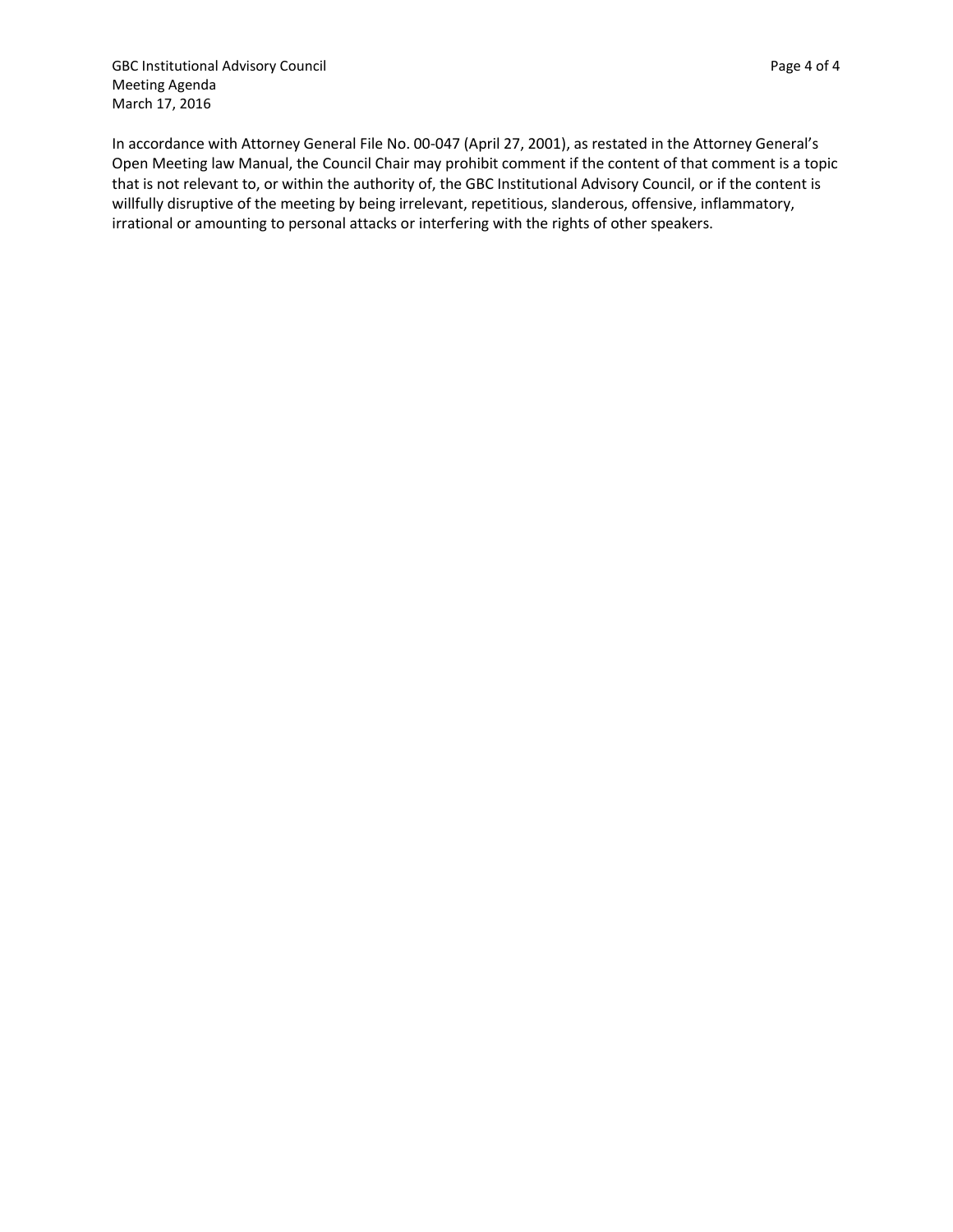In accordance with Attorney General File No. 00-047 (April 27, 2001), as restated in the Attorney General's Open Meeting law Manual, the Council Chair may prohibit comment if the content of that comment is a topic that is not relevant to, or within the authority of, the GBC Institutional Advisory Council, or if the content is willfully disruptive of the meeting by being irrelevant, repetitious, slanderous, offensive, inflammatory, irrational or amounting to personal attacks or interfering with the rights of other speakers.